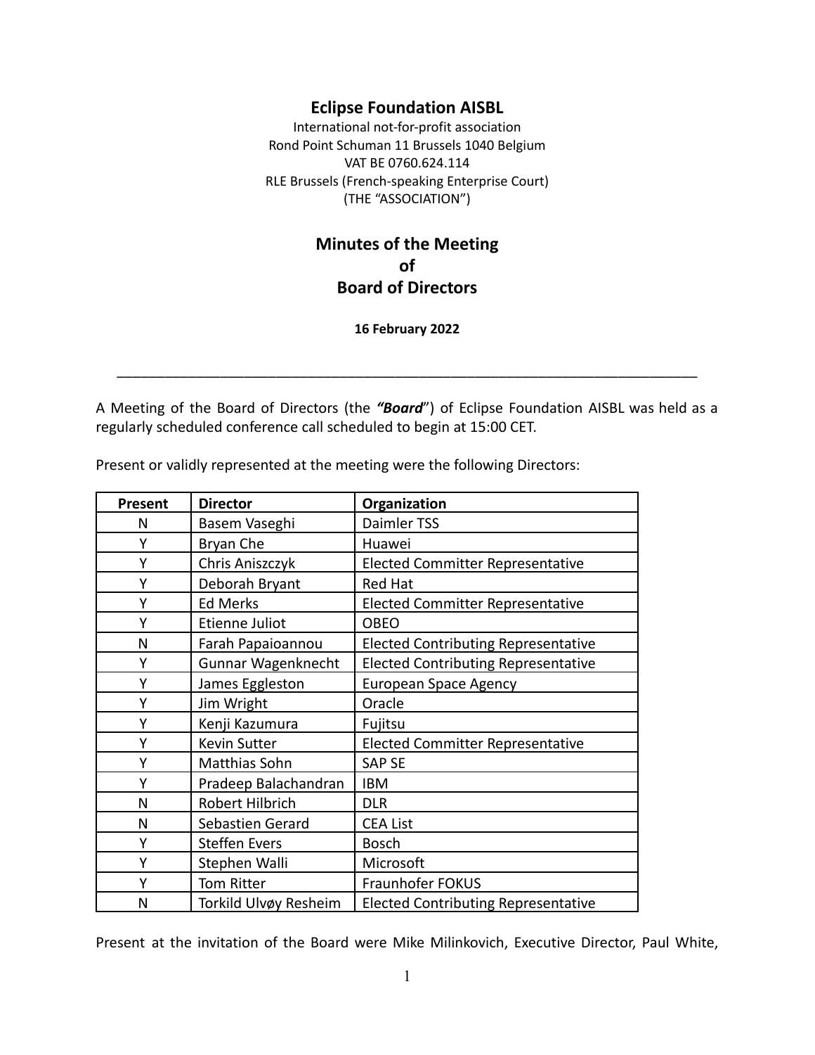# Eclipse Foundation AISBL

International not-for-profit association
Rond Point Schuman 11 Brussels 1040 Belgium
VAT BE 0760.624.114
RLE Brussels (French-speaking Enterprise Court)
(THE "ASSOCIATION")

## Minutes of the Meeting of Board of Directors

**16 February 2022**

---

A Meeting of the Board of Directors (the ***"Board"***) of Eclipse Foundation AISBL was held as a regularly scheduled conference call scheduled to begin at 15:00 CET.

Present or validly represented at the meeting were the following Directors:

| Present | Director | Organization |
|---|---|---|
| N | Basem Vaseghi | Daimler TSS |
| Y | Bryan Che | Huawei |
| Y | Chris Aniszczyk | Elected Committer Representative |
| Y | Deborah Bryant | Red Hat |
| Y | Ed Merks | Elected Committer Representative |
| Y | Etienne Juliot | OBEO |
| N | Farah Papaioannou | Elected Contributing Representative |
| Y | Gunnar Wagenknecht | Elected Contributing Representative |
| Y | James Eggleston | European Space Agency |
| Y | Jim Wright | Oracle |
| Y | Kenji Kazumura | Fujitsu |
| Y | Kevin Sutter | Elected Committer Representative |
| Y | Matthias Sohn | SAP SE |
| Y | Pradeep Balachandran | IBM |
| N | Robert Hilbrich | DLR |
| N | Sebastien Gerard | CEA List |
| Y | Steffen Evers | Bosch |
| Y | Stephen Walli | Microsoft |
| Y | Tom Ritter | Fraunhofer FOKUS |
| N | Torkild Ulvøy Resheim | Elected Contributing Representative |

Present at the invitation of the Board were Mike Milinkovich, Executive Director, Paul White,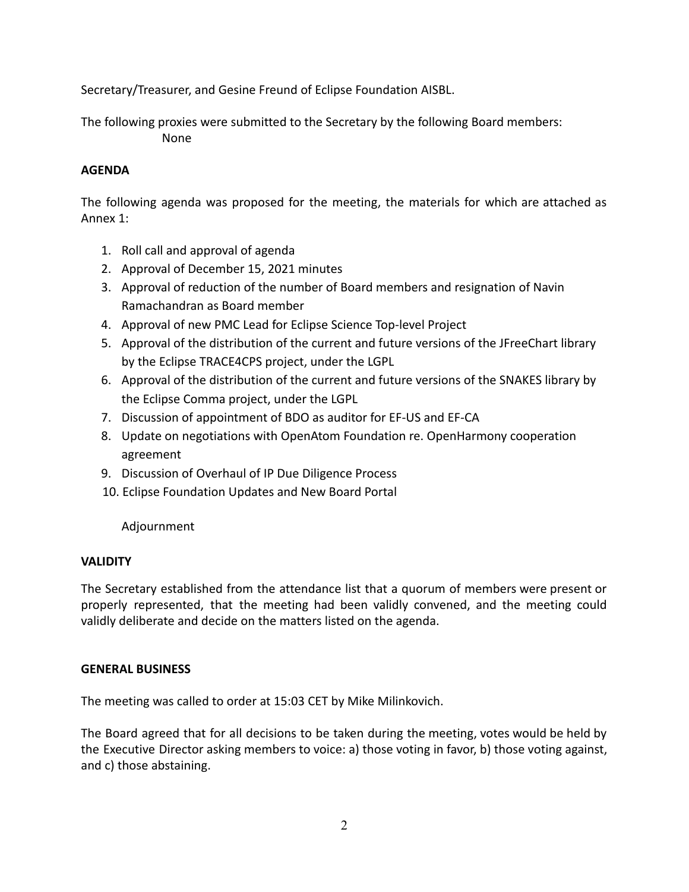Secretary/Treasurer, and Gesine Freund of Eclipse Foundation AISBL.

The following proxies were submitted to the Secretary by the following Board members:
None

**AGENDA**

The following agenda was proposed for the meeting, the materials for which are attached as Annex 1:

1. Roll call and approval of agenda
2. Approval of December 15, 2021 minutes
3. Approval of reduction of the number of Board members and resignation of Navin Ramachandran as Board member
4. Approval of new PMC Lead for Eclipse Science Top-level Project
5. Approval of the distribution of the current and future versions of the JFreeChart library by the Eclipse TRACE4CPS project, under the LGPL
6. Approval of the distribution of the current and future versions of the SNAKES library by the Eclipse Comma project, under the LGPL
7. Discussion of appointment of BDO as auditor for EF-US and EF-CA
8. Update on negotiations with OpenAtom Foundation re. OpenHarmony cooperation agreement
9. Discussion of Overhaul of IP Due Diligence Process
10. Eclipse Foundation Updates and New Board Portal

Adjournment

**VALIDITY**

The Secretary established from the attendance list that a quorum of members were present or properly represented, that the meeting had been validly convened, and the meeting could validly deliberate and decide on the matters listed on the agenda.

**GENERAL BUSINESS**

The meeting was called to order at 15:03 CET by Mike Milinkovich.

The Board agreed that for all decisions to be taken during the meeting, votes would be held by the Executive Director asking members to voice: a) those voting in favor, b) those voting against, and c) those abstaining.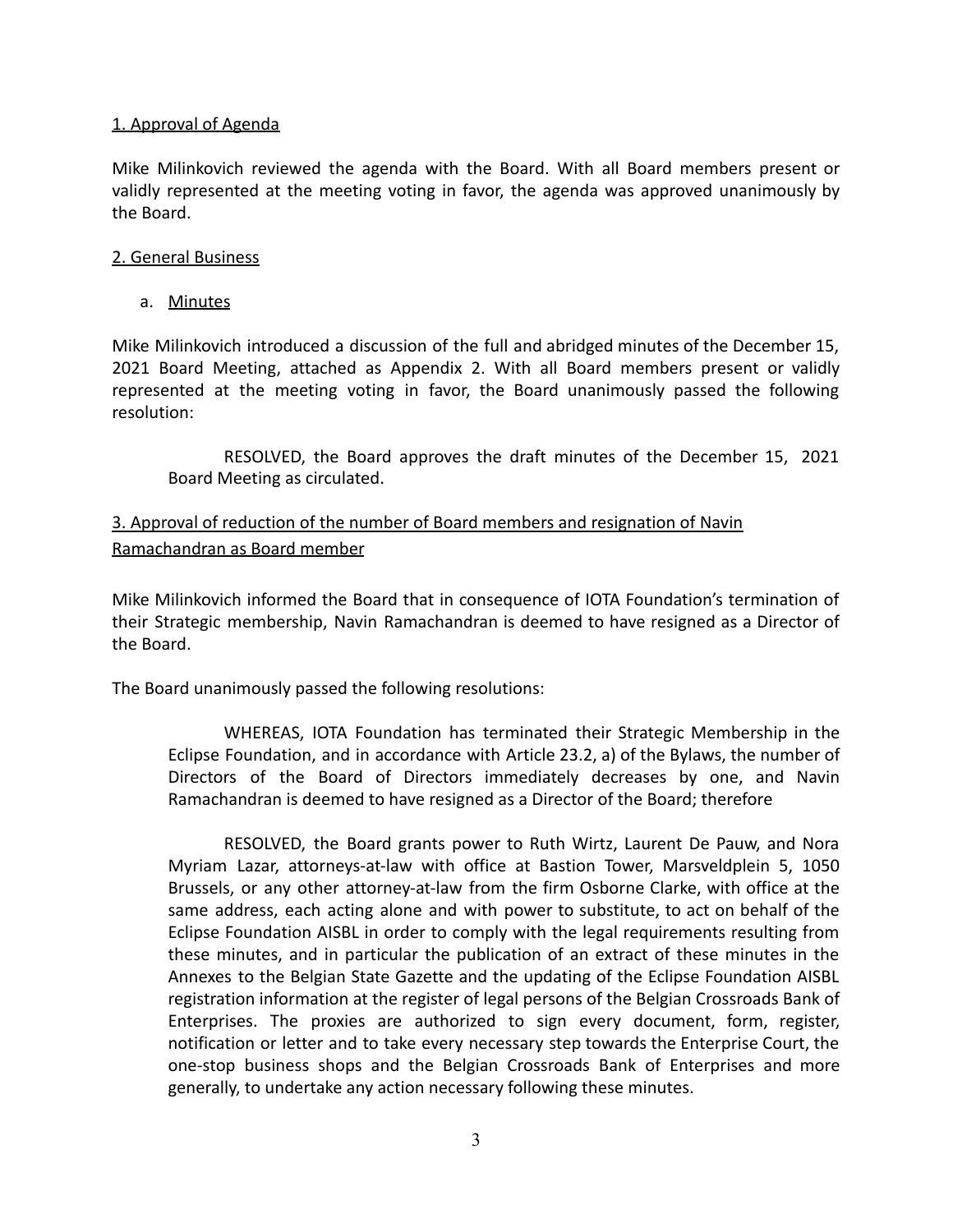## 1. Approval of Agenda

Mike Milinkovich reviewed the agenda with the Board. With all Board members present or validly represented at the meeting voting in favor, the agenda was approved unanimously by the Board.

## 2. General Business

### a. Minutes

Mike Milinkovich introduced a discussion of the full and abridged minutes of the December 15, 2021 Board Meeting, attached as Appendix 2. With all Board members present or validly represented at the meeting voting in favor, the Board unanimously passed the following resolution:

> RESOLVED, the Board approves the draft minutes of the December 15, 2021 Board Meeting as circulated.

## 3. Approval of reduction of the number of Board members and resignation of Navin Ramachandran as Board member

Mike Milinkovich informed the Board that in consequence of IOTA Foundation's termination of their Strategic membership, Navin Ramachandran is deemed to have resigned as a Director of the Board.

The Board unanimously passed the following resolutions:

> WHEREAS, IOTA Foundation has terminated their Strategic Membership in the Eclipse Foundation, and in accordance with Article 23.2, a) of the Bylaws, the number of Directors of the Board of Directors immediately decreases by one, and Navin Ramachandran is deemed to have resigned as a Director of the Board; therefore
>
> RESOLVED, the Board grants power to Ruth Wirtz, Laurent De Pauw, and Nora Myriam Lazar, attorneys-at-law with office at Bastion Tower, Marsveldplein 5, 1050 Brussels, or any other attorney-at-law from the firm Osborne Clarke, with office at the same address, each acting alone and with power to substitute, to act on behalf of the Eclipse Foundation AISBL in order to comply with the legal requirements resulting from these minutes, and in particular the publication of an extract of these minutes in the Annexes to the Belgian State Gazette and the updating of the Eclipse Foundation AISBL registration information at the register of legal persons of the Belgian Crossroads Bank of Enterprises. The proxies are authorized to sign every document, form, register, notification or letter and to take every necessary step towards the Enterprise Court, the one-stop business shops and the Belgian Crossroads Bank of Enterprises and more generally, to undertake any action necessary following these minutes.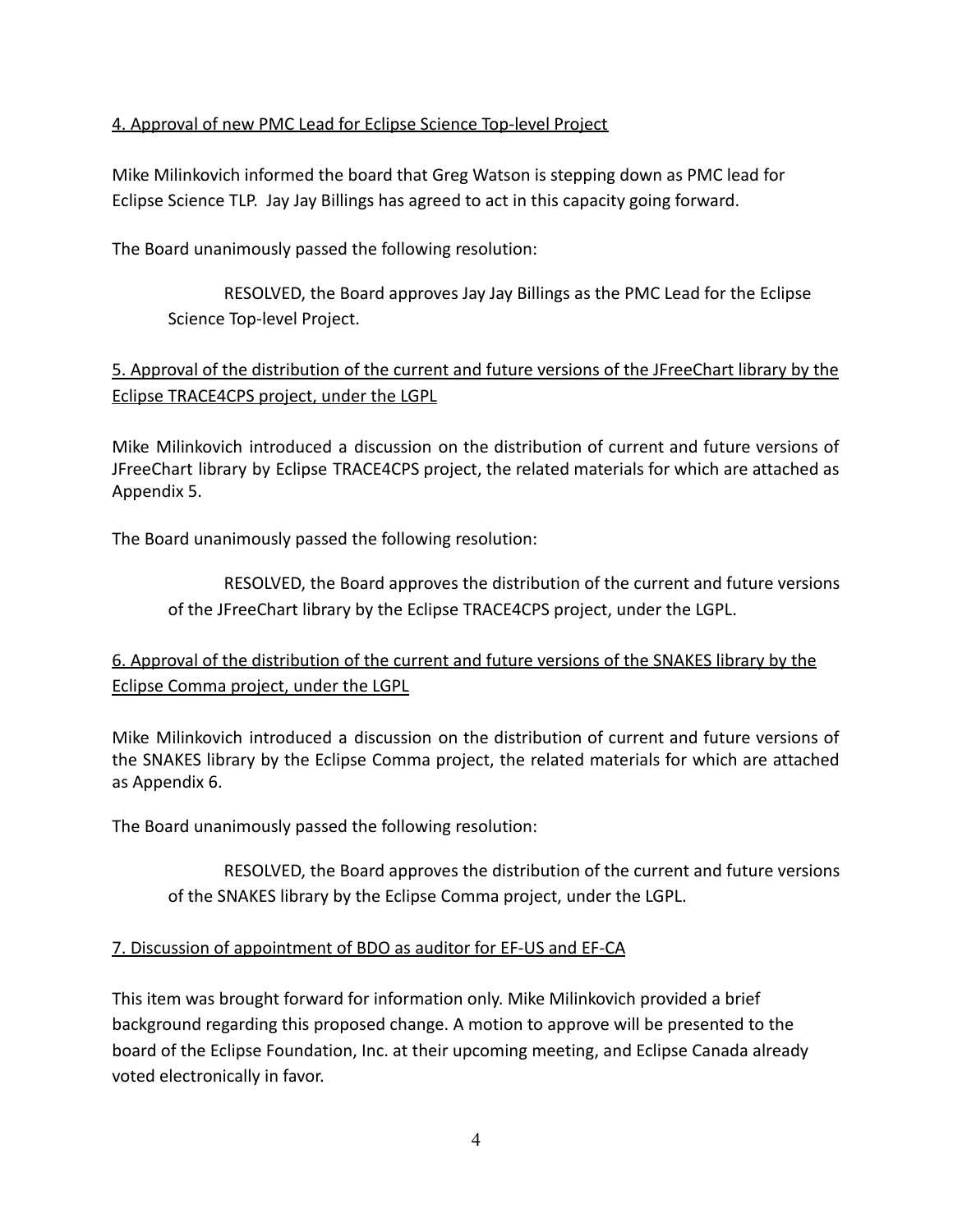4. Approval of new PMC Lead for Eclipse Science Top-level Project

Mike Milinkovich informed the board that Greg Watson is stepping down as PMC lead for Eclipse Science TLP. Jay Jay Billings has agreed to act in this capacity going forward.

The Board unanimously passed the following resolution:

> RESOLVED, the Board approves Jay Jay Billings as the PMC Lead for the Eclipse Science Top-level Project.

5. Approval of the distribution of the current and future versions of the JFreeChart library by the Eclipse TRACE4CPS project, under the LGPL

Mike Milinkovich introduced a discussion on the distribution of current and future versions of JFreeChart library by Eclipse TRACE4CPS project, the related materials for which are attached as Appendix 5.

The Board unanimously passed the following resolution:

> RESOLVED, the Board approves the distribution of the current and future versions of the JFreeChart library by the Eclipse TRACE4CPS project, under the LGPL.

6. Approval of the distribution of the current and future versions of the SNAKES library by the Eclipse Comma project, under the LGPL

Mike Milinkovich introduced a discussion on the distribution of current and future versions of the SNAKES library by the Eclipse Comma project, the related materials for which are attached as Appendix 6.

The Board unanimously passed the following resolution:

> RESOLVED, the Board approves the distribution of the current and future versions of the SNAKES library by the Eclipse Comma project, under the LGPL.

7. Discussion of appointment of BDO as auditor for EF-US and EF-CA

This item was brought forward for information only. Mike Milinkovich provided a brief background regarding this proposed change. A motion to approve will be presented to the board of the Eclipse Foundation, Inc. at their upcoming meeting, and Eclipse Canada already voted electronically in favor.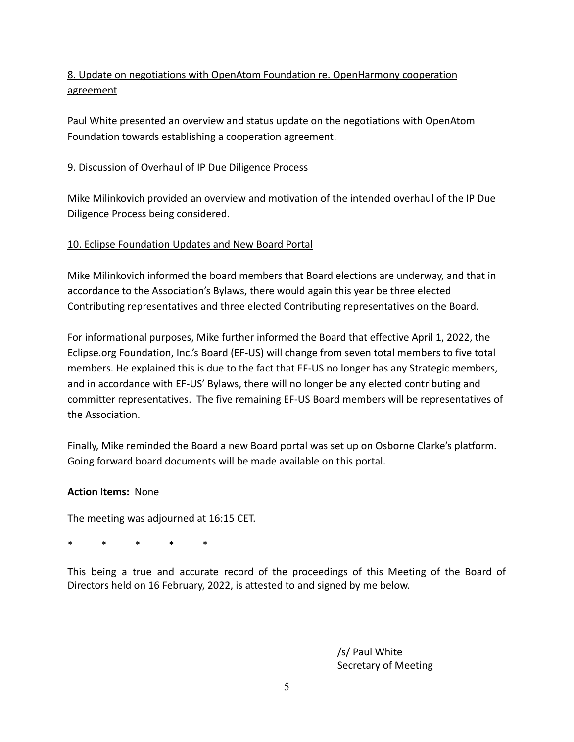<u>8. Update on negotiations with OpenAtom Foundation re. OpenHarmony cooperation agreement</u>

Paul White presented an overview and status update on the negotiations with OpenAtom Foundation towards establishing a cooperation agreement.

<u>9. Discussion of Overhaul of IP Due Diligence Process</u>

Mike Milinkovich provided an overview and motivation of the intended overhaul of the IP Due Diligence Process being considered.

<u>10. Eclipse Foundation Updates and New Board Portal</u>

Mike Milinkovich informed the board members that Board elections are underway, and that in accordance to the Association's Bylaws, there would again this year be three elected Contributing representatives and three elected Contributing representatives on the Board.

For informational purposes, Mike further informed the Board that effective April 1, 2022, the Eclipse.org Foundation, Inc.'s Board (EF-US) will change from seven total members to five total members. He explained this is due to the fact that EF-US no longer has any Strategic members, and in accordance with EF-US' Bylaws, there will no longer be any elected contributing and committer representatives. The five remaining EF-US Board members will be representatives of the Association.

Finally, Mike reminded the Board a new Board portal was set up on Osborne Clarke's platform. Going forward board documents will be made available on this portal.

**Action Items:** None

The meeting was adjourned at 16:15 CET.

\* \* \* \* \*

This being a true and accurate record of the proceedings of this Meeting of the Board of Directors held on 16 February, 2022, is attested to and signed by me below.

/s/ Paul White
Secretary of Meeting